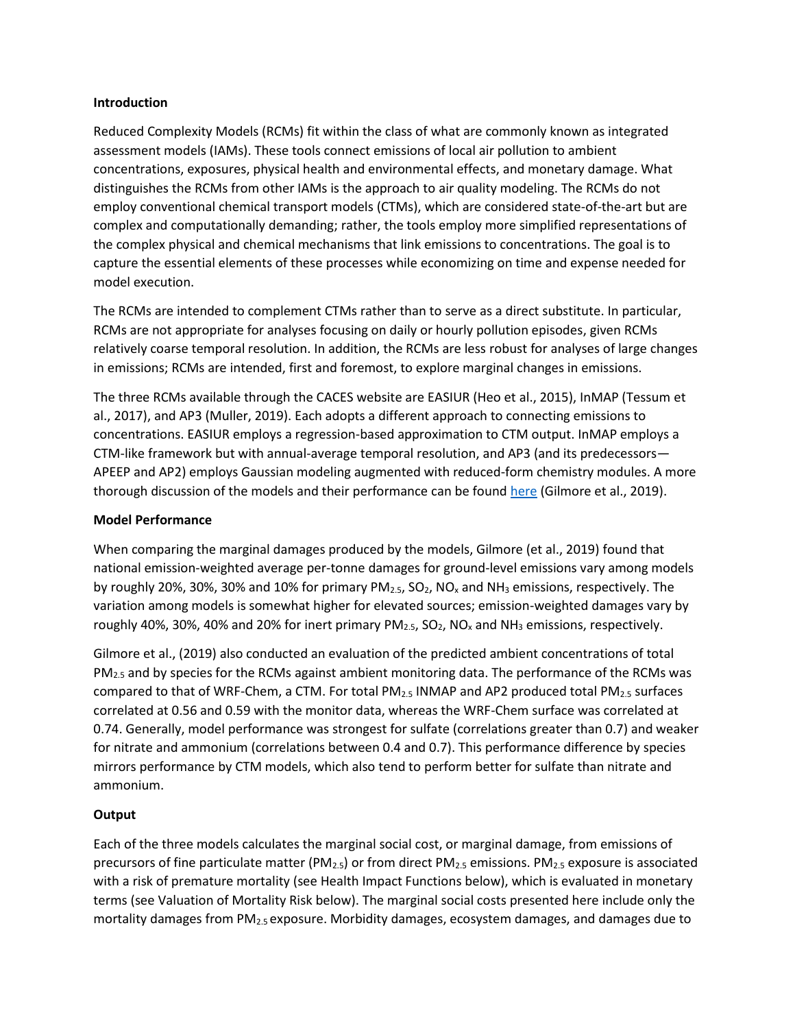**Introduction**

Reduced Complexity Models (RCMs) fit within the class of what are commonly known as integrated assessment models (IAMs). These tools connect emissions of local air pollution to ambient concentrations, exposures, physical health and environmental effects, and monetary damage. What distinguishes the RCMs from other IAMs is the approach to air quality modeling. The RCMs do not employ conventional chemical transport models (CTMs), which are considered state-of-the-art but are complex and computationally demanding; rather, the tools employ more simplified representations of the complex physical and chemical mechanisms that link emissions to concentrations. The goal is to capture the essential elements of these processes while economizing on time and expense needed for model execution.

The RCMs are intended to complement CTMs rather than to serve as a direct substitute. In particular, RCMs are not appropriate for analyses focusing on daily or hourly pollution episodes, given RCMs relatively coarse temporal resolution. In addition, the RCMs are less robust for analyses of large changes in emissions; RCMs are intended, first and foremost, to explore marginal changes in emissions.

The three RCMs available through the CACES website are EASIUR (Heo et al., 2015), InMAP (Tessum et al., 2017), and AP3 (Muller, 2019). Each adopts a different approach to connecting emissions to concentrations. EASIUR employs a regression-based approximation to CTM output. InMAP employs a CTM-like framework but with annual-average temporal resolution, and AP3 (and its predecessors—APEEP and AP2) employs Gaussian modeling augmented with reduced-form chemistry modules. A more thorough discussion of the models and their performance can be found here (Gilmore et al., 2019).

**Model Performance**

When comparing the marginal damages produced by the models, Gilmore (et al., 2019) found that national emission-weighted average per-tonne damages for ground-level emissions vary among models by roughly 20%, 30%, 30% and 10% for primary $PM_{2.5}$, $SO_2$, $NO_x$ and $NH_3$ emissions, respectively. The variation among models is somewhat higher for elevated sources; emission-weighted damages vary by roughly 40%, 30%, 40% and 20% for inert primary $PM_{2.5}$, $SO_2$, $NO_x$ and $NH_3$ emissions, respectively.

Gilmore et al., (2019) also conducted an evaluation of the predicted ambient concentrations of total $PM_{2.5}$ and by species for the RCMs against ambient monitoring data. The performance of the RCMs was compared to that of WRF-Chem, a CTM. For total $PM_{2.5}$ INMAP and AP2 produced total $PM_{2.5}$ surfaces correlated at 0.56 and 0.59 with the monitor data, whereas the WRF-Chem surface was correlated at 0.74. Generally, model performance was strongest for sulfate (correlations greater than 0.7) and weaker for nitrate and ammonium (correlations between 0.4 and 0.7). This performance difference by species mirrors performance by CTM models, which also tend to perform better for sulfate than nitrate and ammonium.

**Output**

Each of the three models calculates the marginal social cost, or marginal damage, from emissions of precursors of fine particulate matter ($PM_{2.5}$) or from direct $PM_{2.5}$ emissions. $PM_{2.5}$ exposure is associated with a risk of premature mortality (see Health Impact Functions below), which is evaluated in monetary terms (see Valuation of Mortality Risk below). The marginal social costs presented here include only the mortality damages from $PM_{2.5}$ exposure. Morbidity damages, ecosystem damages, and damages due to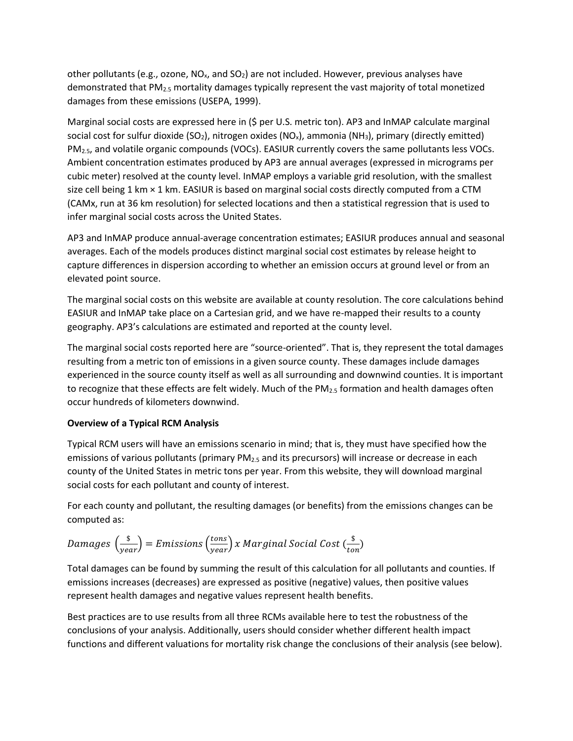other pollutants (e.g., ozone, $NO_x$, and $SO_2$) are not included. However, previous analyses have demonstrated that $PM_{2.5}$ mortality damages typically represent the vast majority of total monetized damages from these emissions (USEPA, 1999).

Marginal social costs are expressed here in ($ per U.S. metric ton). AP3 and InMAP calculate marginal social cost for sulfur dioxide ($SO_2$), nitrogen oxides ($NO_x$), ammonia ($NH_3$), primary (directly emitted) $PM_{2.5}$, and volatile organic compounds (VOCs). EASIUR currently covers the same pollutants less VOCs. Ambient concentration estimates produced by AP3 are annual averages (expressed in micrograms per cubic meter) resolved at the county level. InMAP employs a variable grid resolution, with the smallest size cell being 1 km × 1 km. EASIUR is based on marginal social costs directly computed from a CTM (CAMx, run at 36 km resolution) for selected locations and then a statistical regression that is used to infer marginal social costs across the United States.

AP3 and InMAP produce annual-average concentration estimates; EASIUR produces annual and seasonal averages. Each of the models produces distinct marginal social cost estimates by release height to capture differences in dispersion according to whether an emission occurs at ground level or from an elevated point source.

The marginal social costs on this website are available at county resolution. The core calculations behind EASIUR and InMAP take place on a Cartesian grid, and we have re-mapped their results to a county geography. AP3's calculations are estimated and reported at the county level.

The marginal social costs reported here are "source-oriented". That is, they represent the total damages resulting from a metric ton of emissions in a given source county. These damages include damages experienced in the source county itself as well as all surrounding and downwind counties. It is important to recognize that these effects are felt widely. Much of the $PM_{2.5}$ formation and health damages often occur hundreds of kilometers downwind.

**Overview of a Typical RCM Analysis**

Typical RCM users will have an emissions scenario in mind; that is, they must have specified how the emissions of various pollutants (primary $PM_{2.5}$ and its precursors) will increase or decrease in each county of the United States in metric tons per year. From this website, they will download marginal social costs for each pollutant and county of interest.

For each county and pollutant, the resulting damages (or benefits) from the emissions changes can be computed as:

$$Damages\ \left(\frac{\$}{year}\right) = Emissions\ \left(\frac{tons}{year}\right) x\ Marginal\ Social\ Cost\ \left(\frac{\$}{ton}\right)$$

Total damages can be found by summing the result of this calculation for all pollutants and counties. If emissions increases (decreases) are expressed as positive (negative) values, then positive values represent health damages and negative values represent health benefits.

Best practices are to use results from all three RCMs available here to test the robustness of the conclusions of your analysis. Additionally, users should consider whether different health impact functions and different valuations for mortality risk change the conclusions of their analysis (see below).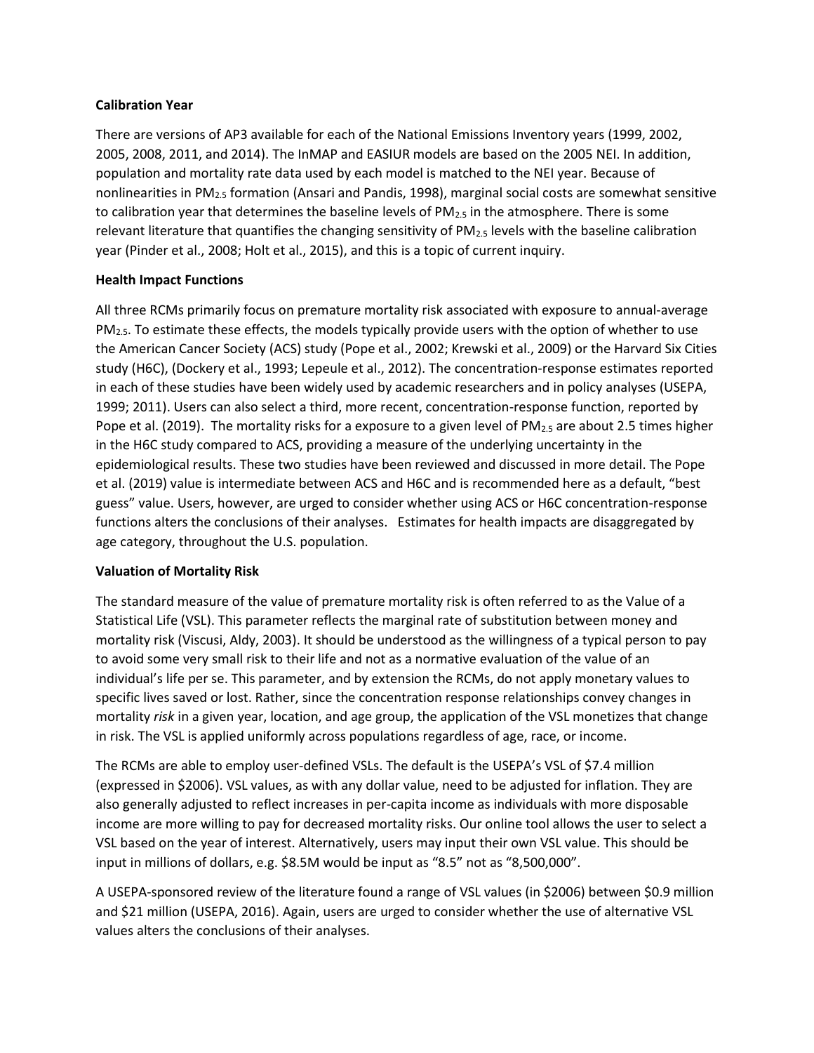**Calibration Year**

There are versions of AP3 available for each of the National Emissions Inventory years (1999, 2002, 2005, 2008, 2011, and 2014). The InMAP and EASIUR models are based on the 2005 NEI. In addition, population and mortality rate data used by each model is matched to the NEI year. Because of nonlinearities in $PM_{2.5}$ formation (Ansari and Pandis, 1998), marginal social costs are somewhat sensitive to calibration year that determines the baseline levels of $PM_{2.5}$ in the atmosphere. There is some relevant literature that quantifies the changing sensitivity of $PM_{2.5}$ levels with the baseline calibration year (Pinder et al., 2008; Holt et al., 2015), and this is a topic of current inquiry.

**Health Impact Functions**

All three RCMs primarily focus on premature mortality risk associated with exposure to annual-average $PM_{2.5}$. To estimate these effects, the models typically provide users with the option of whether to use the American Cancer Society (ACS) study (Pope et al., 2002; Krewski et al., 2009) or the Harvard Six Cities study (H6C), (Dockery et al., 1993; Lepeule et al., 2012). The concentration-response estimates reported in each of these studies have been widely used by academic researchers and in policy analyses (USEPA, 1999; 2011). Users can also select a third, more recent, concentration-response function, reported by Pope et al. (2019). The mortality risks for a exposure to a given level of $PM_{2.5}$ are about 2.5 times higher in the H6C study compared to ACS, providing a measure of the underlying uncertainty in the epidemiological results. These two studies have been reviewed and discussed in more detail. The Pope et al. (2019) value is intermediate between ACS and H6C and is recommended here as a default, "best guess" value. Users, however, are urged to consider whether using ACS or H6C concentration-response functions alters the conclusions of their analyses. Estimates for health impacts are disaggregated by age category, throughout the U.S. population.

**Valuation of Mortality Risk**

The standard measure of the value of premature mortality risk is often referred to as the Value of a Statistical Life (VSL). This parameter reflects the marginal rate of substitution between money and mortality risk (Viscusi, Aldy, 2003). It should be understood as the willingness of a typical person to pay to avoid some very small risk to their life and not as a normative evaluation of the value of an individual's life per se. This parameter, and by extension the RCMs, do not apply monetary values to specific lives saved or lost. Rather, since the concentration response relationships convey changes in mortality *risk* in a given year, location, and age group, the application of the VSL monetizes that change in risk. The VSL is applied uniformly across populations regardless of age, race, or income.

The RCMs are able to employ user-defined VSLs. The default is the USEPA's VSL of $7.4 million (expressed in $2006). VSL values, as with any dollar value, need to be adjusted for inflation. They are also generally adjusted to reflect increases in per-capita income as individuals with more disposable income are more willing to pay for decreased mortality risks. Our online tool allows the user to select a VSL based on the year of interest. Alternatively, users may input their own VSL value. This should be input in millions of dollars, e.g. $8.5M would be input as "8.5" not as "8,500,000".

A USEPA-sponsored review of the literature found a range of VSL values (in $2006) between $0.9 million and $21 million (USEPA, 2016). Again, users are urged to consider whether the use of alternative VSL values alters the conclusions of their analyses.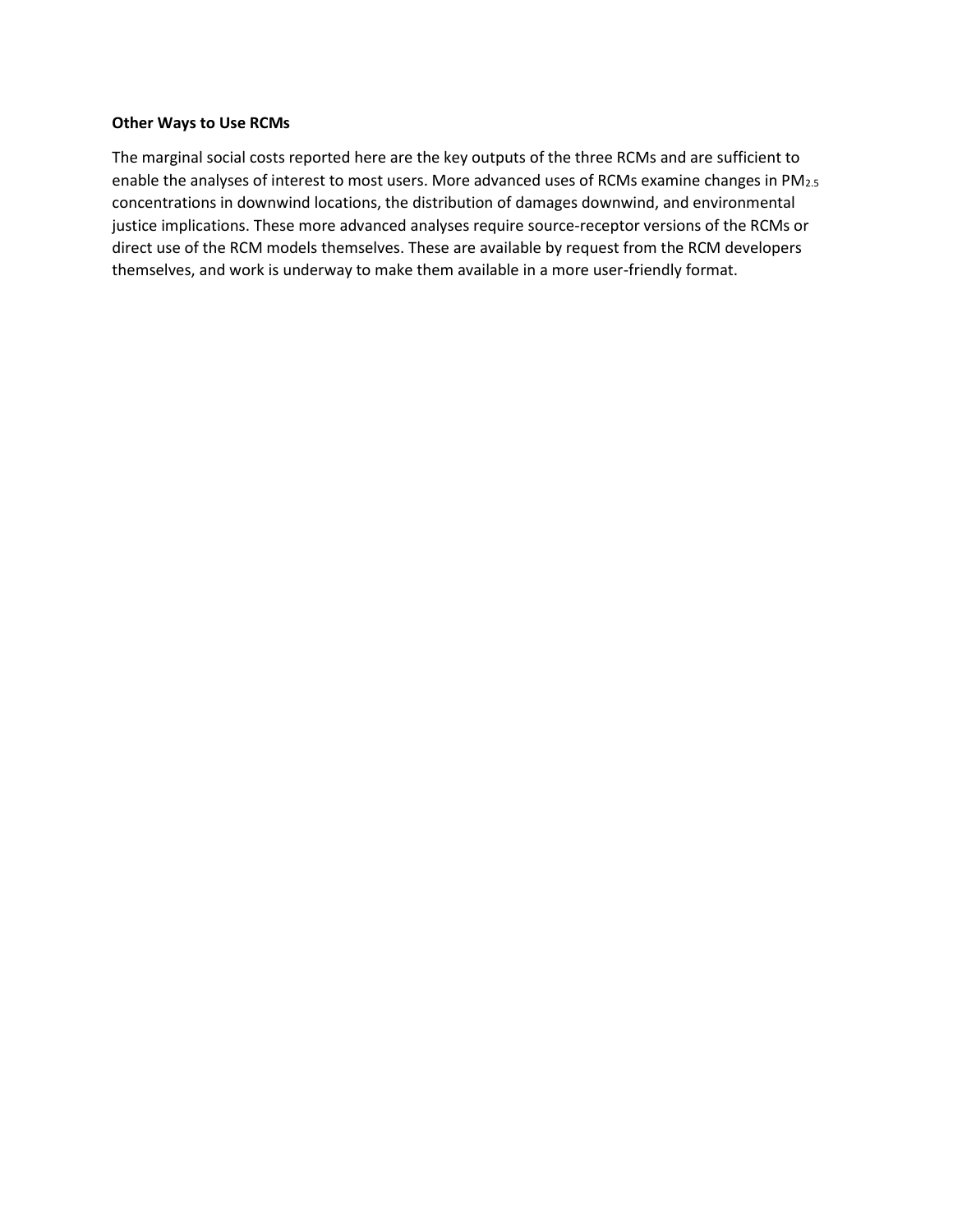**Other Ways to Use RCMs**

The marginal social costs reported here are the key outputs of the three RCMs and are sufficient to enable the analyses of interest to most users. More advanced uses of RCMs examine changes in $PM_{2.5}$ concentrations in downwind locations, the distribution of damages downwind, and environmental justice implications. These more advanced analyses require source-receptor versions of the RCMs or direct use of the RCM models themselves. These are available by request from the RCM developers themselves, and work is underway to make them available in a more user-friendly format.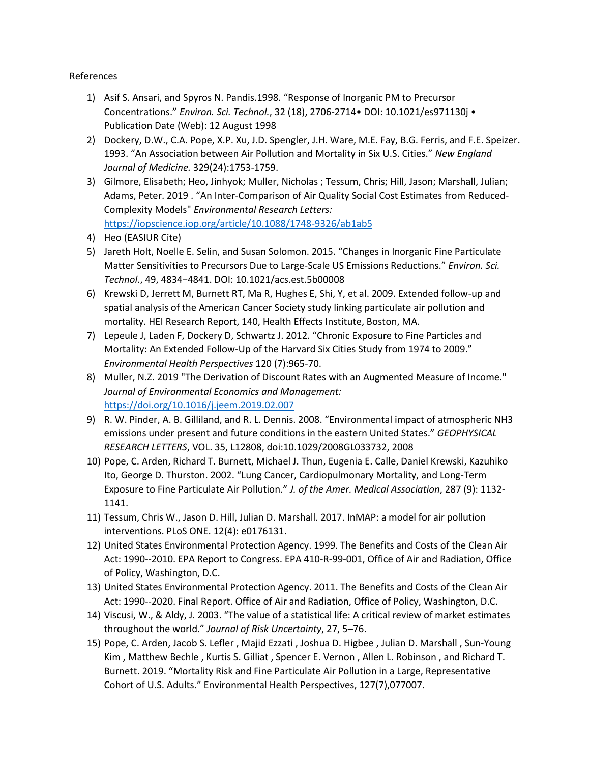References

1) Asif S. Ansari, and Spyros N. Pandis.1998. "Response of Inorganic PM to Precursor Concentrations." *Environ. Sci. Technol.*, 32 (18), 2706-2714• DOI: 10.1021/es971130j • Publication Date (Web): 12 August 1998
2) Dockery, D.W., C.A. Pope, X.P. Xu, J.D. Spengler, J.H. Ware, M.E. Fay, B.G. Ferris, and F.E. Speizer. 1993. "An Association between Air Pollution and Mortality in Six U.S. Cities." *New England Journal of Medicine.* 329(24):1753-1759.
3) Gilmore, Elisabeth; Heo, Jinhyok; Muller, Nicholas ; Tessum, Chris; Hill, Jason; Marshall, Julian; Adams, Peter. 2019 . "An Inter-Comparison of Air Quality Social Cost Estimates from Reduced-Complexity Models" *Environmental Research Letters:* https://iopscience.iop.org/article/10.1088/1748-9326/ab1ab5
4) Heo (EASIUR Cite)
5) Jareth Holt, Noelle E. Selin, and Susan Solomon. 2015. "Changes in Inorganic Fine Particulate Matter Sensitivities to Precursors Due to Large-Scale US Emissions Reductions." *Environ. Sci. Technol.*, 49, 4834−4841. DOI: 10.1021/acs.est.5b00008
6) Krewski D, Jerrett M, Burnett RT, Ma R, Hughes E, Shi, Y, et al. 2009. Extended follow-up and spatial analysis of the American Cancer Society study linking particulate air pollution and mortality. HEI Research Report, 140, Health Effects Institute, Boston, MA.
7) Lepeule J, Laden F, Dockery D, Schwartz J. 2012. "Chronic Exposure to Fine Particles and Mortality: An Extended Follow-Up of the Harvard Six Cities Study from 1974 to 2009." *Environmental Health Perspectives* 120 (7):965-70.
8) Muller, N.Z. 2019 "The Derivation of Discount Rates with an Augmented Measure of Income." *Journal of Environmental Economics and Management:* https://doi.org/10.1016/j.jeem.2019.02.007
9) R. W. Pinder, A. B. Gilliland, and R. L. Dennis. 2008. "Environmental impact of atmospheric NH3 emissions under present and future conditions in the eastern United States." *GEOPHYSICAL RESEARCH LETTERS*, VOL. 35, L12808, doi:10.1029/2008GL033732, 2008
10) Pope, C. Arden, Richard T. Burnett, Michael J. Thun, Eugenia E. Calle, Daniel Krewski, Kazuhiko Ito, George D. Thurston. 2002. "Lung Cancer, Cardiopulmonary Mortality, and Long-Term Exposure to Fine Particulate Air Pollution." *J. of the Amer. Medical Association*, 287 (9): 1132-1141.
11) Tessum, Chris W., Jason D. Hill, Julian D. Marshall. 2017. InMAP: a model for air pollution interventions. PLoS ONE. 12(4): e0176131.
12) United States Environmental Protection Agency. 1999. The Benefits and Costs of the Clean Air Act: 1990--2010. EPA Report to Congress. EPA 410-R-99-001, Office of Air and Radiation, Office of Policy, Washington, D.C.
13) United States Environmental Protection Agency. 2011. The Benefits and Costs of the Clean Air Act: 1990--2020. Final Report. Office of Air and Radiation, Office of Policy, Washington, D.C.
14) Viscusi, W., & Aldy, J. 2003. "The value of a statistical life: A critical review of market estimates throughout the world." *Journal of Risk Uncertainty*, 27, 5–76.
15) Pope, C. Arden, Jacob S. Lefler , Majid Ezzati , Joshua D. Higbee , Julian D. Marshall , Sun-Young Kim , Matthew Bechle , Kurtis S. Gilliat , Spencer E. Vernon , Allen L. Robinson , and Richard T. Burnett. 2019. "Mortality Risk and Fine Particulate Air Pollution in a Large, Representative Cohort of U.S. Adults." Environmental Health Perspectives, 127(7),077007.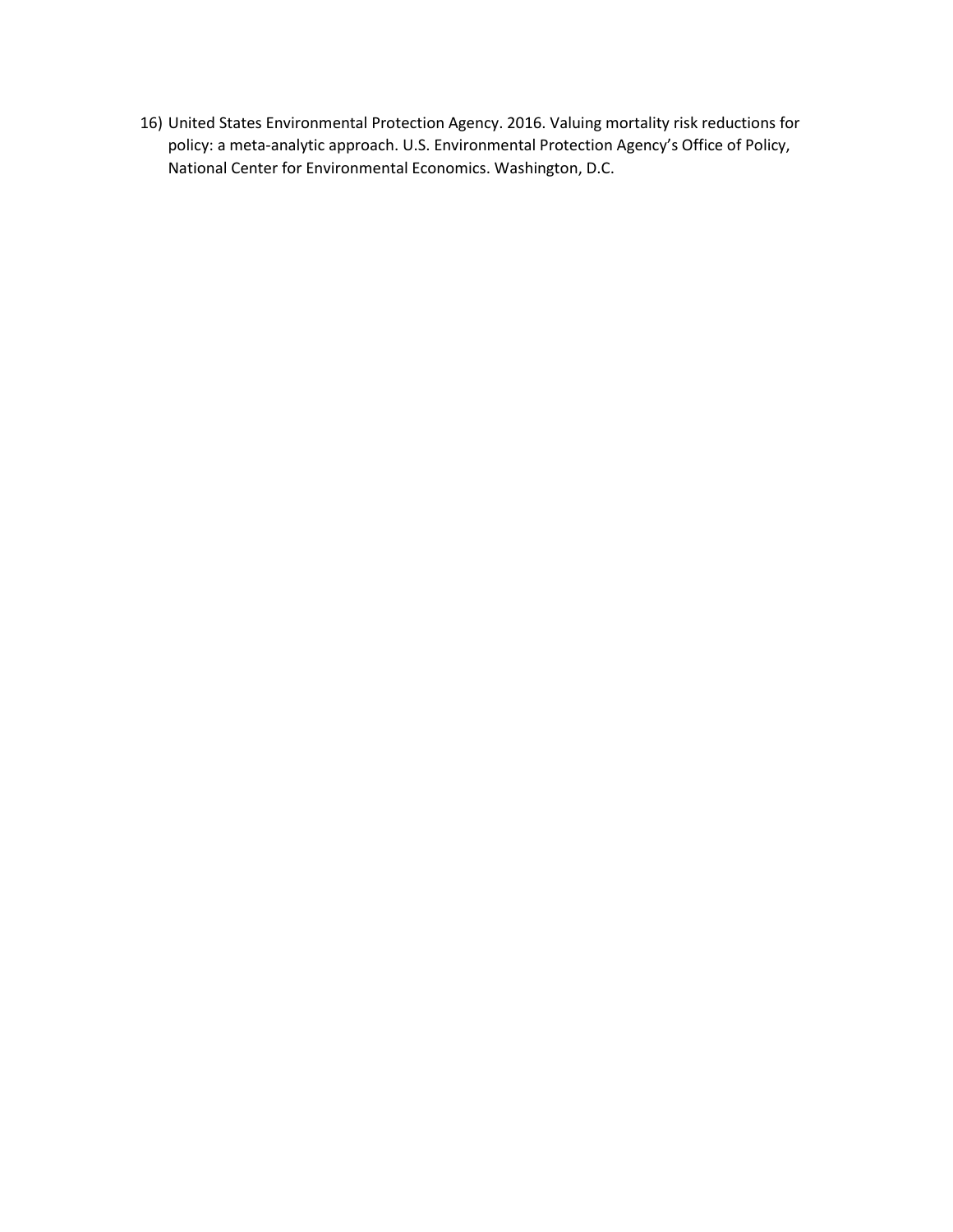16) United States Environmental Protection Agency. 2016. Valuing mortality risk reductions for policy: a meta-analytic approach. U.S. Environmental Protection Agency's Office of Policy, National Center for Environmental Economics. Washington, D.C.